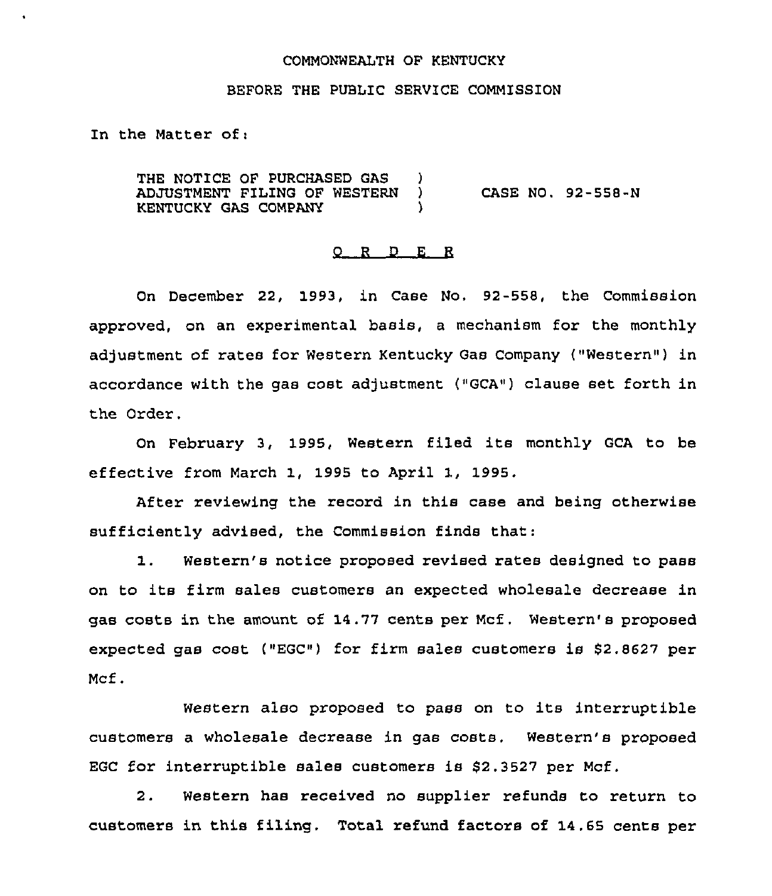COMMONWEALTH OF KENTUCKY

BEFORE THE PUBLIC SERVICE COMMISSION

In the Matter of:

| | | |
|---|---|---|
| THE NOTICE OF PURCHASED GAS ADJUSTMENT FILING OF WESTERN KENTUCKY GAS COMPANY | ) ) ) | CASE NO. 92-558-N |

O R D E R

On December 22, 1993, in Case No. 92-558, the Commission approved, on an experimental basis, a mechanism for the monthly adjustment of rates for Western Kentucky Gas Company ("Western") in accordance with the gas cost adjustment ("GCA") clause set forth in the Order.

On February 3, 1995, Western filed its monthly GCA to be effective from March 1, 1995 to April 1, 1995.

After reviewing the record in this case and being otherwise sufficiently advised, the Commission finds that:

1. Western's notice proposed revised rates designed to pass on to its firm sales customers an expected wholesale decrease in gas costs in the amount of 14.77 cents per Mcf. Western's proposed expected gas cost ("EGC") for firm sales customers is $2.8627 per Mcf.

Western also proposed to pass on to its interruptible customers a wholesale decrease in gas costs. Western's proposed EGC for interruptible sales customers is $2.3527 per Mcf.

2. Western has received no supplier refunds to return to customers in this filing. Total refund factors of 14.65 cents per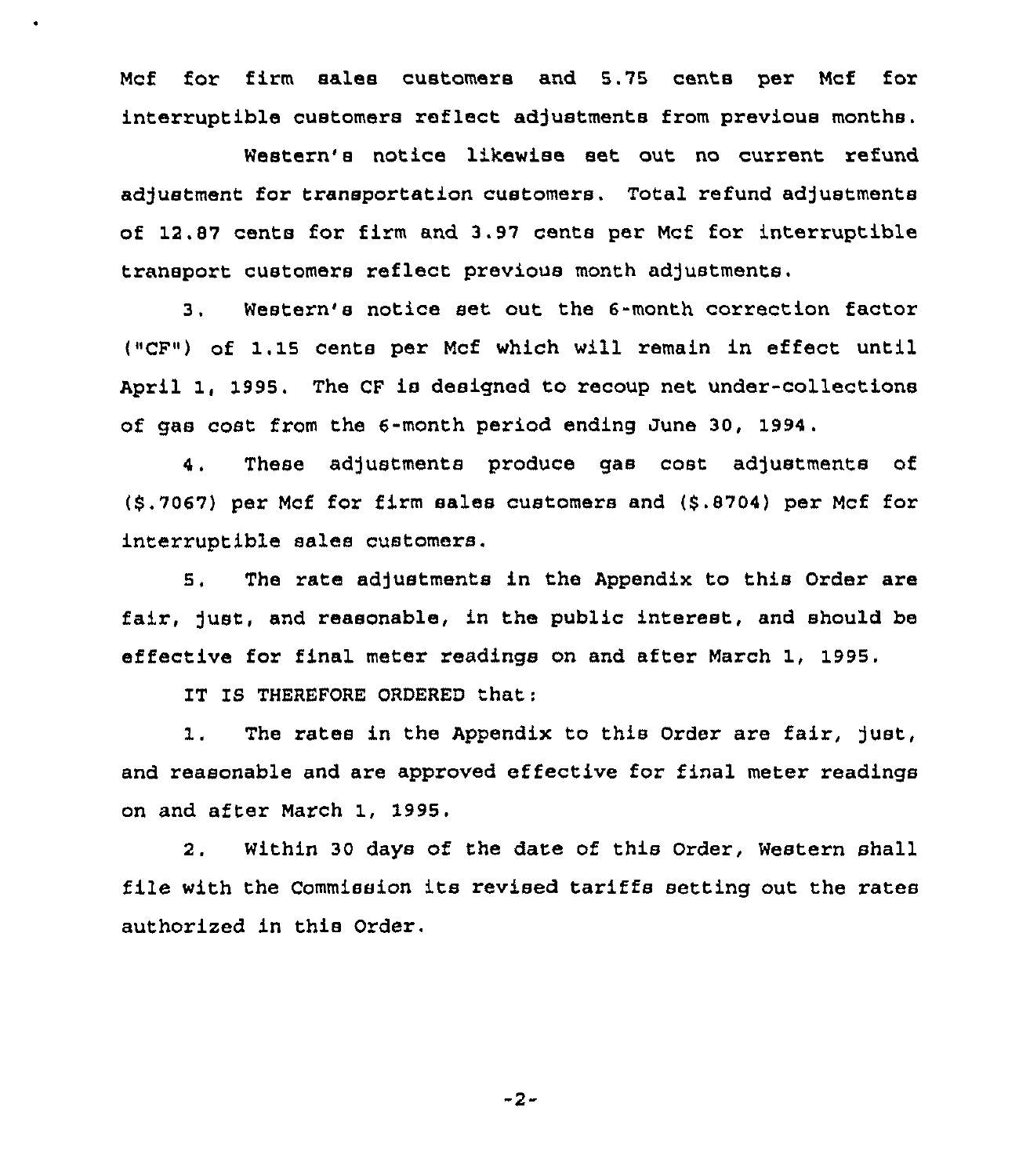Mcf for firm sales customers and 5.75 cents per Mcf for interruptible customers reflect adjustments from previous months.

Western's notice likewise set out no current refund adjustment for transportation customers. Total refund adjustments of 12.87 cents for firm and 3.97 cents per Mcf for interruptible transport customers reflect previous month adjustments.

3. Western's notice set out the 6-month correction factor ("CF") of 1.15 cents per Mcf which will remain in effect until April 1, 1995. The CF is designed to recoup net under-collections of gas cost from the 6-month period ending June 30, 1994.

4. These adjustments produce gas cost adjustments of ($.7067) per Mcf for firm sales customers and ($.8704) per Mcf for interruptible sales customers.

5. The rate adjustments in the Appendix to this Order are fair, just, and reasonable, in the public interest, and should be effective for final meter readings on and after March 1, 1995.

IT IS THEREFORE ORDERED that:

1. The rates in the Appendix to this Order are fair, just, and reasonable and are approved effective for final meter readings on and after March 1, 1995.

2. Within 30 days of the date of this Order, Western shall file with the Commission its revised tariffs setting out the rates authorized in this Order.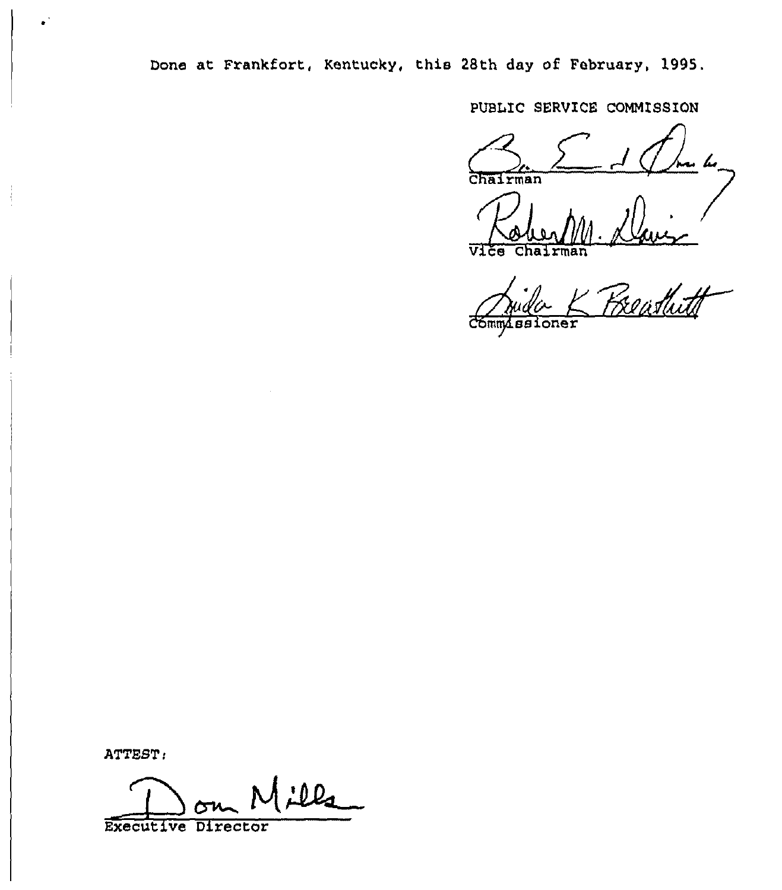Done at Frankfort, Kentucky, this 28th day of February, 1995.

PUBLIC SERVICE COMMISSION

Chairman

Vice Chairman

Commissioner

ATTEST:

Executive Director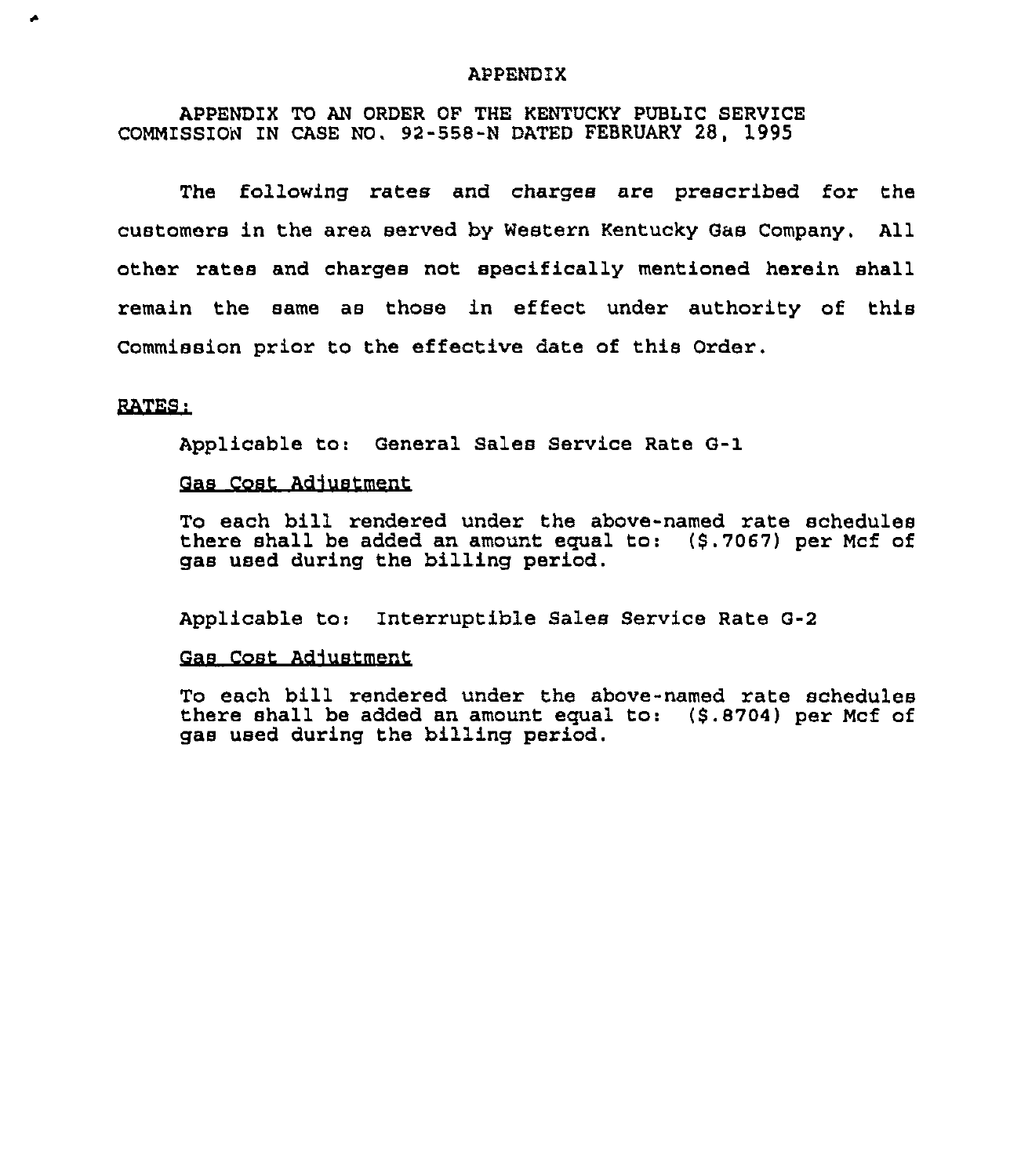# APPENDIX

APPENDIX TO AN ORDER OF THE KENTUCKY PUBLIC SERVICE COMMISSION IN CASE NO. 92-558-N DATED FEBRUARY 28, 1995

The following rates and charges are prescribed for the customers in the area served by Western Kentucky Gas Company. All other rates and charges not specifically mentioned herein shall remain the same as those in effect under authority of this Commission prior to the effective date of this Order.

RATES:

Applicable to: General Sales Service Rate G-1

Gas Cost Adjustment

To each bill rendered under the above-named rate schedules there shall be added an amount equal to: ($.7067) per Mcf of gas used during the billing period.

Applicable to: Interruptible Sales Service Rate G-2

Gas Cost Adjustment

To each bill rendered under the above-named rate schedules there shall be added an amount equal to: ($.8704) per Mcf of gas used during the billing period.